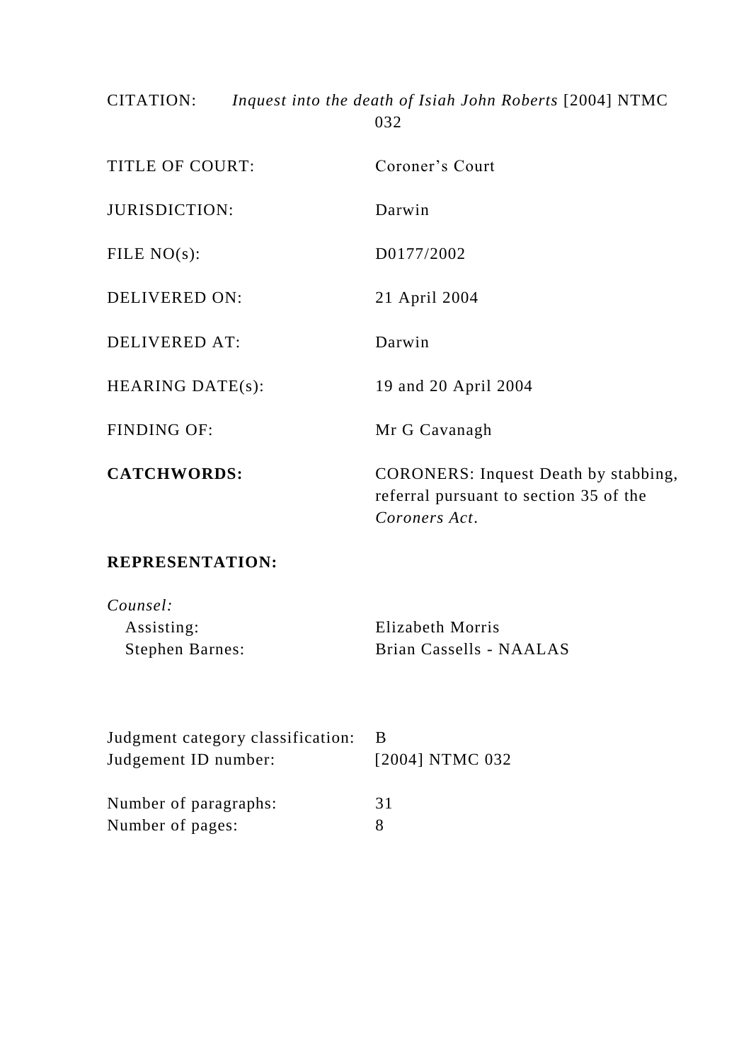CITATION: *Inquest into the death of Isiah John Roberts* [2004] NTMC 032

TITLE OF COURT: Coroner's Court

JURISDICTION: Darwin

FILE NO(s): D0177/2002

DELIVERED ON: 21 April 2004

DELIVERED AT: Darwin

HEARING DATE(s): 19 and 20 April 2004

FINDING OF: Mr G Cavanagh

**CATCHWORDS:** CORONERS: Inquest Death by stabbing, referral pursuant to section 35 of the *Coroners Act*.

**REPRESENTATION:**

*Counsel:*

Assisting: Elizabeth Morris

Stephen Barnes: Brian Cassells - NAALAS

Judgment category classification: B

Judgement ID number: [2004] NTMC 032

Number of paragraphs: 31

Number of pages: 8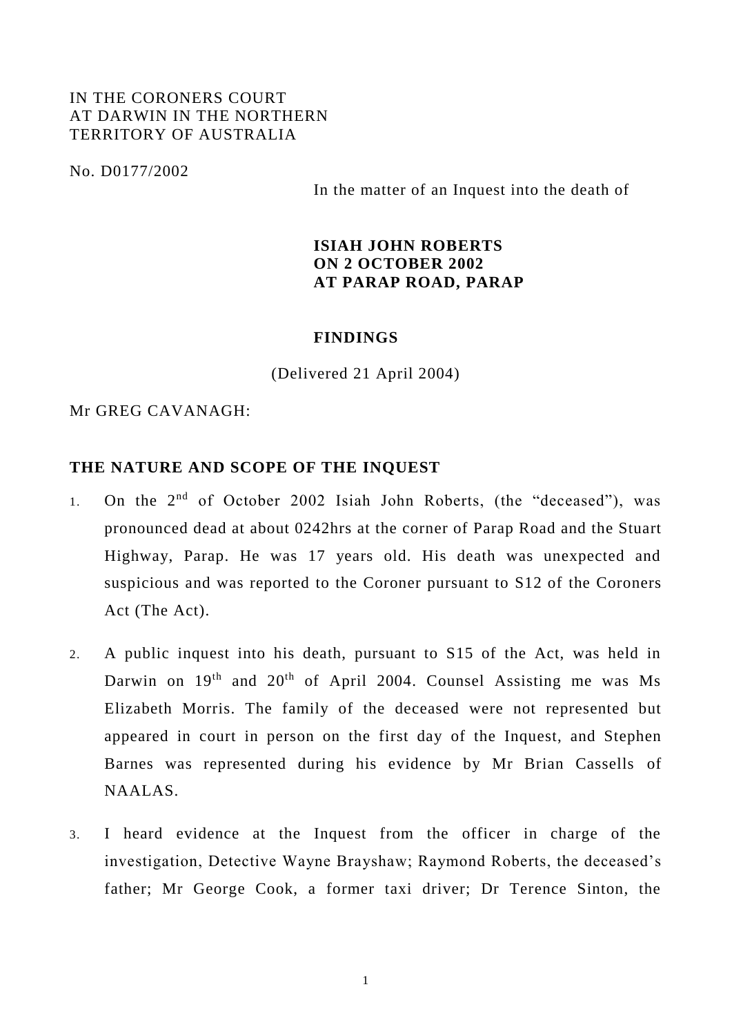IN THE CORONERS COURT
AT DARWIN IN THE NORTHERN
TERRITORY OF AUSTRALIA

No. D0177/2002

In the matter of an Inquest into the death of

**ISIAH JOHN ROBERTS**
**ON 2 OCTOBER 2002**
**AT PARAP ROAD, PARAP**

**FINDINGS**

(Delivered 21 April 2004)

Mr GREG CAVANAGH:

## THE NATURE AND SCOPE OF THE INQUEST

1. On the 2nd of October 2002 Isiah John Roberts, (the "deceased"), was pronounced dead at about 0242hrs at the corner of Parap Road and the Stuart Highway, Parap. He was 17 years old. His death was unexpected and suspicious and was reported to the Coroner pursuant to S12 of the Coroners Act (The Act).

2. A public inquest into his death, pursuant to S15 of the Act, was held in Darwin on 19th and 20th of April 2004. Counsel Assisting me was Ms Elizabeth Morris. The family of the deceased were not represented but appeared in court in person on the first day of the Inquest, and Stephen Barnes was represented during his evidence by Mr Brian Cassells of NAALAS.

3. I heard evidence at the Inquest from the officer in charge of the investigation, Detective Wayne Brayshaw; Raymond Roberts, the deceased's father; Mr George Cook, a former taxi driver; Dr Terence Sinton, the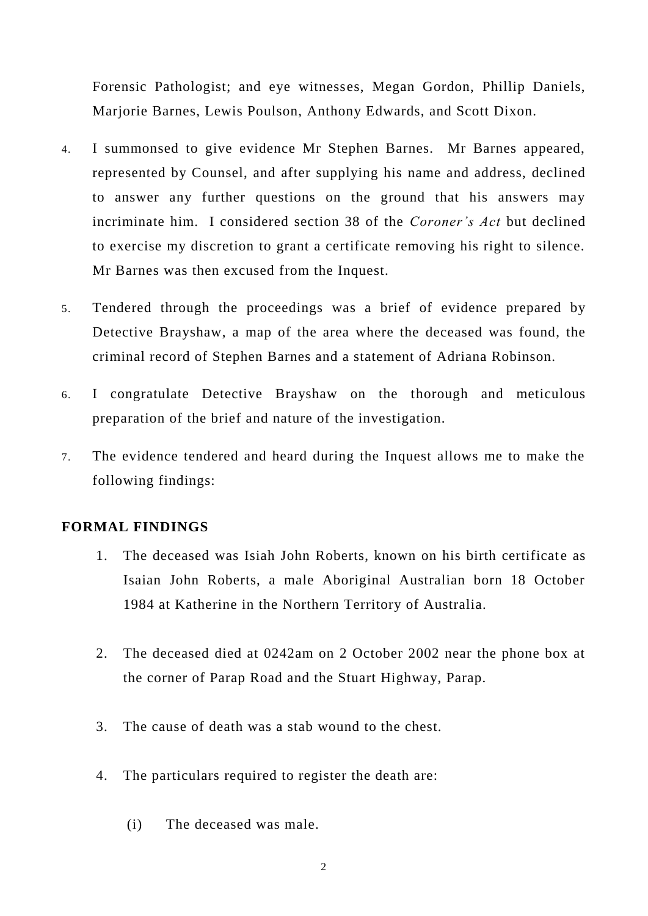Forensic Pathologist; and eye witnesses, Megan Gordon, Phillip Daniels, Marjorie Barnes, Lewis Poulson, Anthony Edwards, and Scott Dixon.

4. I summonsed to give evidence Mr Stephen Barnes. Mr Barnes appeared, represented by Counsel, and after supplying his name and address, declined to answer any further questions on the ground that his answers may incriminate him. I considered section 38 of the *Coroner's Act* but declined to exercise my discretion to grant a certificate removing his right to silence. Mr Barnes was then excused from the Inquest.

5. Tendered through the proceedings was a brief of evidence prepared by Detective Brayshaw, a map of the area where the deceased was found, the criminal record of Stephen Barnes and a statement of Adriana Robinson.

6. I congratulate Detective Brayshaw on the thorough and meticulous preparation of the brief and nature of the investigation.

7. The evidence tendered and heard during the Inquest allows me to make the following findings:

**FORMAL FINDINGS**

1. The deceased was Isiah John Roberts, known on his birth certificate as Isaian John Roberts, a male Aboriginal Australian born 18 October 1984 at Katherine in the Northern Territory of Australia.

2. The deceased died at 0242am on 2 October 2002 near the phone box at the corner of Parap Road and the Stuart Highway, Parap.

3. The cause of death was a stab wound to the chest.

4. The particulars required to register the death are:

   (i) The deceased was male.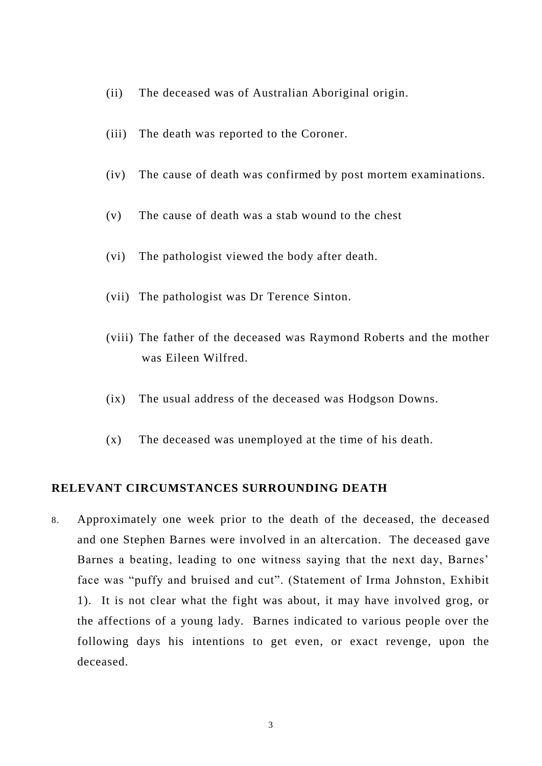(ii) The deceased was of Australian Aboriginal origin.

(iii) The death was reported to the Coroner.

(iv) The cause of death was confirmed by post mortem examinations.

(v) The cause of death was a stab wound to the chest

(vi) The pathologist viewed the body after death.

(vii) The pathologist was Dr Terence Sinton.

(viii) The father of the deceased was Raymond Roberts and the mother was Eileen Wilfred.

(ix) The usual address of the deceased was Hodgson Downs.

(x) The deceased was unemployed at the time of his death.

## RELEVANT CIRCUMSTANCES SURROUNDING DEATH

8. Approximately one week prior to the death of the deceased, the deceased and one Stephen Barnes were involved in an altercation. The deceased gave Barnes a beating, leading to one witness saying that the next day, Barnes' face was "puffy and bruised and cut". (Statement of Irma Johnston, Exhibit 1). It is not clear what the fight was about, it may have involved grog, or the affections of a young lady. Barnes indicated to various people over the following days his intentions to get even, or exact revenge, upon the deceased.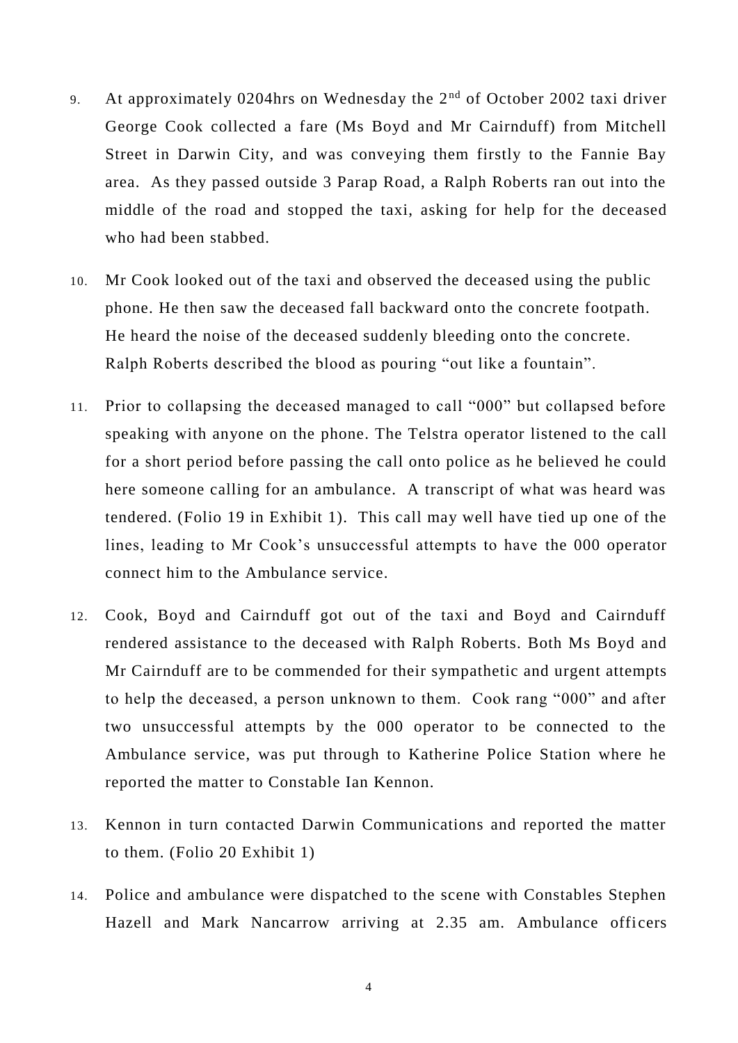9. At approximately 0204hrs on Wednesday the 2nd of October 2002 taxi driver George Cook collected a fare (Ms Boyd and Mr Cairnduff) from Mitchell Street in Darwin City, and was conveying them firstly to the Fannie Bay area. As they passed outside 3 Parap Road, a Ralph Roberts ran out into the middle of the road and stopped the taxi, asking for help for the deceased who had been stabbed.

10. Mr Cook looked out of the taxi and observed the deceased using the public phone. He then saw the deceased fall backward onto the concrete footpath. He heard the noise of the deceased suddenly bleeding onto the concrete. Ralph Roberts described the blood as pouring "out like a fountain".

11. Prior to collapsing the deceased managed to call "000" but collapsed before speaking with anyone on the phone. The Telstra operator listened to the call for a short period before passing the call onto police as he believed he could here someone calling for an ambulance. A transcript of what was heard was tendered. (Folio 19 in Exhibit 1). This call may well have tied up one of the lines, leading to Mr Cook's unsuccessful attempts to have the 000 operator connect him to the Ambulance service.

12. Cook, Boyd and Cairnduff got out of the taxi and Boyd and Cairnduff rendered assistance to the deceased with Ralph Roberts. Both Ms Boyd and Mr Cairnduff are to be commended for their sympathetic and urgent attempts to help the deceased, a person unknown to them. Cook rang "000" and after two unsuccessful attempts by the 000 operator to be connected to the Ambulance service, was put through to Katherine Police Station where he reported the matter to Constable Ian Kennon.

13. Kennon in turn contacted Darwin Communications and reported the matter to them. (Folio 20 Exhibit 1)

14. Police and ambulance were dispatched to the scene with Constables Stephen Hazell and Mark Nancarrow arriving at 2.35 am. Ambulance officers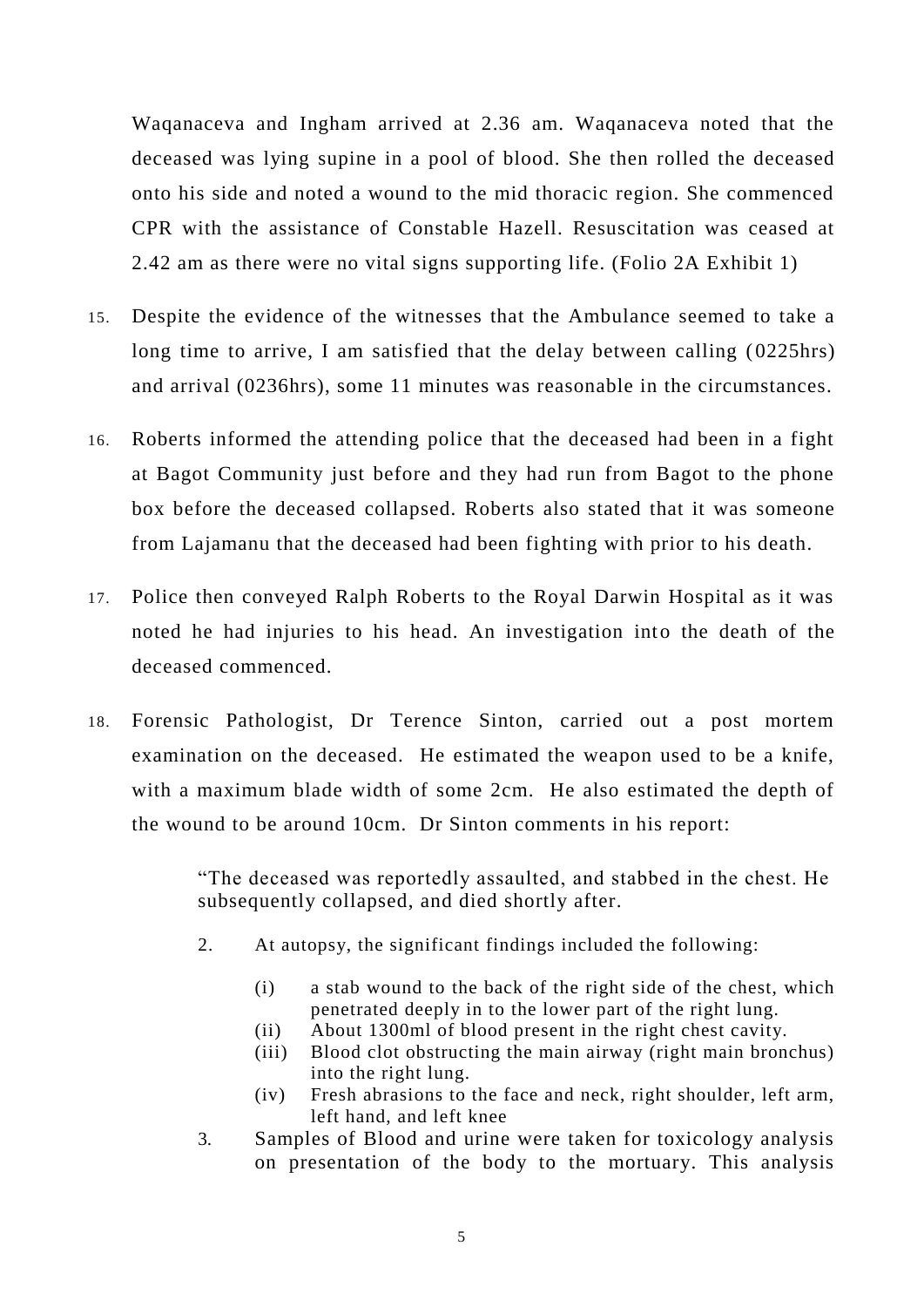Waqanaceva and Ingham arrived at 2.36 am. Waqanaceva noted that the deceased was lying supine in a pool of blood. She then rolled the deceased onto his side and noted a wound to the mid thoracic region. She commenced CPR with the assistance of Constable Hazell. Resuscitation was ceased at 2.42 am as there were no vital signs supporting life. (Folio 2A Exhibit 1)

15. Despite the evidence of the witnesses that the Ambulance seemed to take a long time to arrive, I am satisfied that the delay between calling (0225hrs) and arrival (0236hrs), some 11 minutes was reasonable in the circumstances.

16. Roberts informed the attending police that the deceased had been in a fight at Bagot Community just before and they had run from Bagot to the phone box before the deceased collapsed. Roberts also stated that it was someone from Lajamanu that the deceased had been fighting with prior to his death.

17. Police then conveyed Ralph Roberts to the Royal Darwin Hospital as it was noted he had injuries to his head. An investigation into the death of the deceased commenced.

18. Forensic Pathologist, Dr Terence Sinton, carried out a post mortem examination on the deceased. He estimated the weapon used to be a knife, with a maximum blade width of some 2cm. He also estimated the depth of the wound to be around 10cm. Dr Sinton comments in his report:

> "The deceased was reportedly assaulted, and stabbed in the chest. He subsequently collapsed, and died shortly after.
>
> 2. At autopsy, the significant findings included the following:
>
>    (i) a stab wound to the back of the right side of the chest, which penetrated deeply in to the lower part of the right lung.
>    (ii) About 1300ml of blood present in the right chest cavity.
>    (iii) Blood clot obstructing the main airway (right main bronchus) into the right lung.
>    (iv) Fresh abrasions to the face and neck, right shoulder, left arm, left hand, and left knee
>
> 3. Samples of Blood and urine were taken for toxicology analysis on presentation of the body to the mortuary. This analysis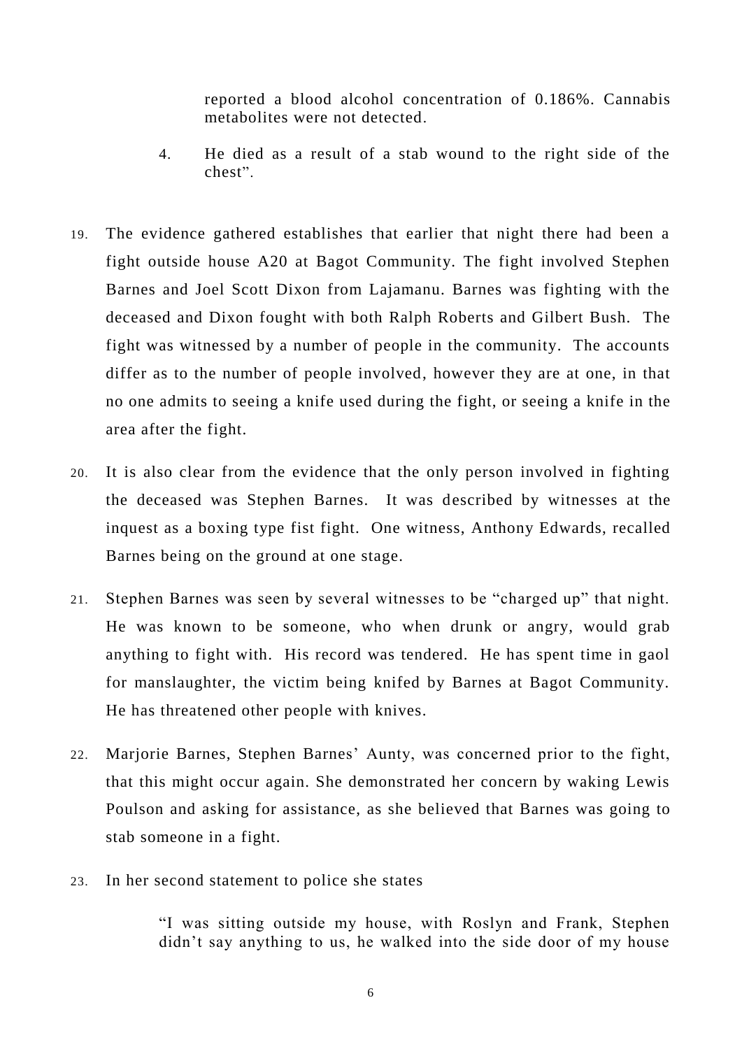reported a blood alcohol concentration of 0.186%. Cannabis metabolites were not detected.

4. He died as a result of a stab wound to the right side of the chest".

19. The evidence gathered establishes that earlier that night there had been a fight outside house A20 at Bagot Community. The fight involved Stephen Barnes and Joel Scott Dixon from Lajamanu. Barnes was fighting with the deceased and Dixon fought with both Ralph Roberts and Gilbert Bush. The fight was witnessed by a number of people in the community. The accounts differ as to the number of people involved, however they are at one, in that no one admits to seeing a knife used during the fight, or seeing a knife in the area after the fight.

20. It is also clear from the evidence that the only person involved in fighting the deceased was Stephen Barnes. It was described by witnesses at the inquest as a boxing type fist fight. One witness, Anthony Edwards, recalled Barnes being on the ground at one stage.

21. Stephen Barnes was seen by several witnesses to be "charged up" that night. He was known to be someone, who when drunk or angry, would grab anything to fight with. His record was tendered. He has spent time in gaol for manslaughter, the victim being knifed by Barnes at Bagot Community. He has threatened other people with knives.

22. Marjorie Barnes, Stephen Barnes' Aunty, was concerned prior to the fight, that this might occur again. She demonstrated her concern by waking Lewis Poulson and asking for assistance, as she believed that Barnes was going to stab someone in a fight.

23. In her second statement to police she states

> "I was sitting outside my house, with Roslyn and Frank, Stephen didn't say anything to us, he walked into the side door of my house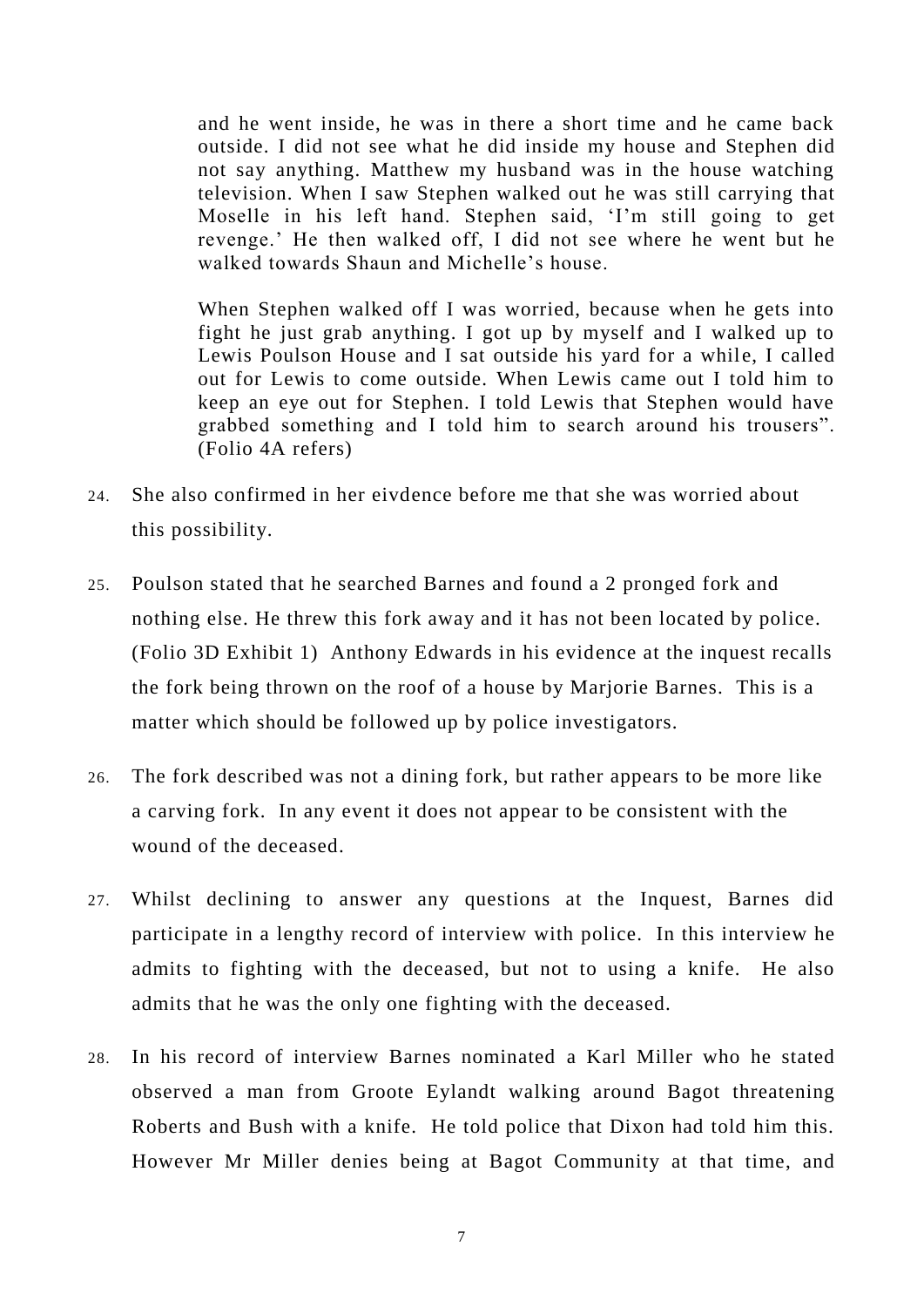> and he went inside, he was in there a short time and he came back outside. I did not see what he did inside my house and Stephen did not say anything. Matthew my husband was in the house watching television. When I saw Stephen walked out he was still carrying that Moselle in his left hand. Stephen said, 'I'm still going to get revenge.' He then walked off, I did not see where he went but he walked towards Shaun and Michelle's house.
>
> When Stephen walked off I was worried, because when he gets into fight he just grab anything. I got up by myself and I walked up to Lewis Poulson House and I sat outside his yard for a while, I called out for Lewis to come outside. When Lewis came out I told him to keep an eye out for Stephen. I told Lewis that Stephen would have grabbed something and I told him to search around his trousers". (Folio 4A refers)

24. She also confirmed in her eivdence before me that she was worried about this possibility.

25. Poulson stated that he searched Barnes and found a 2 pronged fork and nothing else. He threw this fork away and it has not been located by police. (Folio 3D Exhibit 1) Anthony Edwards in his evidence at the inquest recalls the fork being thrown on the roof of a house by Marjorie Barnes. This is a matter which should be followed up by police investigators.

26. The fork described was not a dining fork, but rather appears to be more like a carving fork. In any event it does not appear to be consistent with the wound of the deceased.

27. Whilst declining to answer any questions at the Inquest, Barnes did participate in a lengthy record of interview with police. In this interview he admits to fighting with the deceased, but not to using a knife. He also admits that he was the only one fighting with the deceased.

28. In his record of interview Barnes nominated a Karl Miller who he stated observed a man from Groote Eylandt walking around Bagot threatening Roberts and Bush with a knife. He told police that Dixon had told him this. However Mr Miller denies being at Bagot Community at that time, and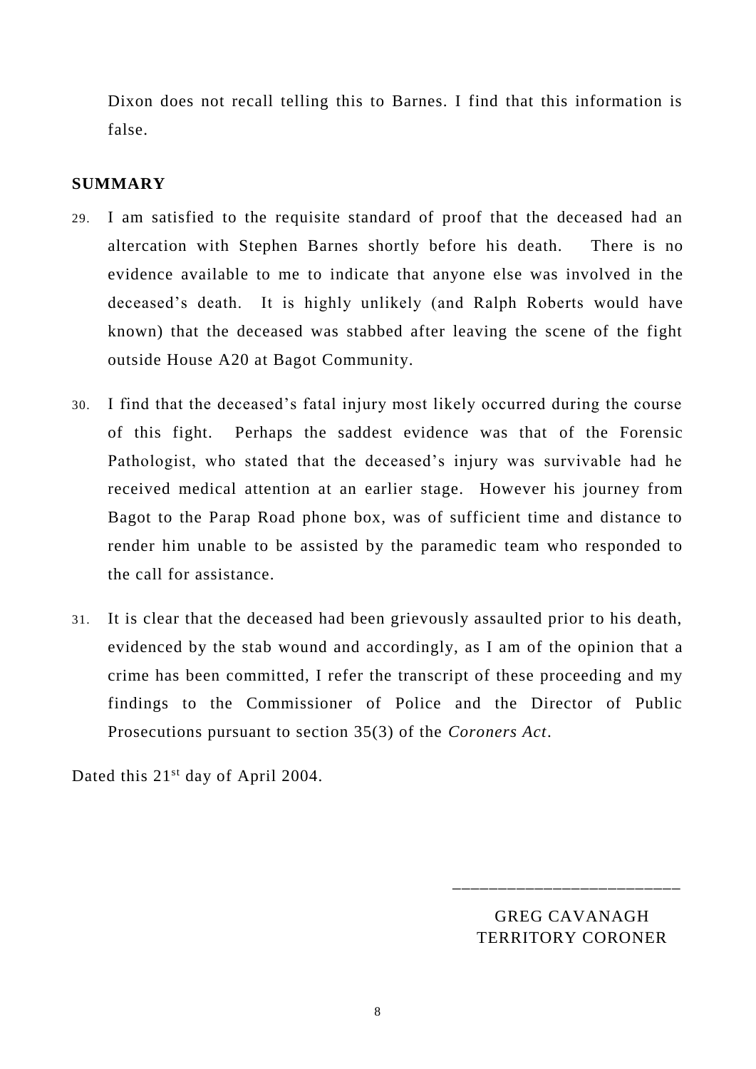Dixon does not recall telling this to Barnes. I find that this information is false.

## SUMMARY

29. I am satisfied to the requisite standard of proof that the deceased had an altercation with Stephen Barnes shortly before his death. There is no evidence available to me to indicate that anyone else was involved in the deceased's death. It is highly unlikely (and Ralph Roberts would have known) that the deceased was stabbed after leaving the scene of the fight outside House A20 at Bagot Community.

30. I find that the deceased's fatal injury most likely occurred during the course of this fight. Perhaps the saddest evidence was that of the Forensic Pathologist, who stated that the deceased's injury was survivable had he received medical attention at an earlier stage. However his journey from Bagot to the Parap Road phone box, was of sufficient time and distance to render him unable to be assisted by the paramedic team who responded to the call for assistance.

31. It is clear that the deceased had been grievously assaulted prior to his death, evidenced by the stab wound and accordingly, as I am of the opinion that a crime has been committed, I refer the transcript of these proceeding and my findings to the Commissioner of Police and the Director of Public Prosecutions pursuant to section 35(3) of the *Coroners Act*.

Dated this 21st day of April 2004.

_________________________

GREG CAVANAGH
TERRITORY CORONER